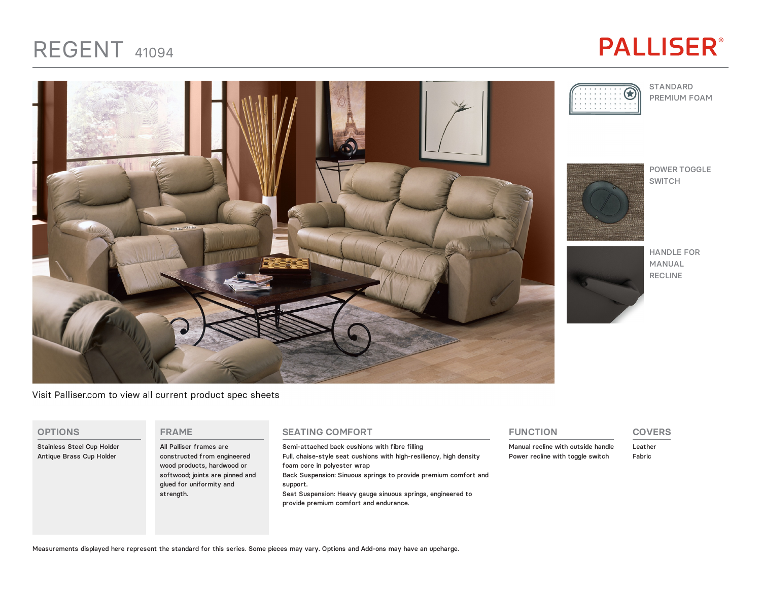# REGENT 41094

PALLISER®

STANDARD PREMIUM FOAM

POWER TOGGLE SWITCH

HANDLE FOR MANUAL RECLINE

Visit Palliser.com to view all current product spec sheets

## OPTIONS

Stainless Steel Cup Holder
Antique Brass Cup Holder

## FRAME

All Palliser frames are constructed from engineered wood products, hardwood or softwood; joints are pinned and glued for uniformity and strength.

## SEATING COMFORT

Semi-attached back cushions with fibre filling
Full, chaise-style seat cushions with high-resiliency, high density foam core in polyester wrap
Back Suspension: Sinuous springs to provide premium comfort and support.
Seat Suspension: Heavy gauge sinuous springs, engineered to provide premium comfort and endurance.

## FUNCTION

Manual recline with outside handle
Power recline with toggle switch

## COVERS

Leather
Fabric

Measurements displayed here represent the standard for this series. Some pieces may vary. Options and Add-ons may have an upcharge.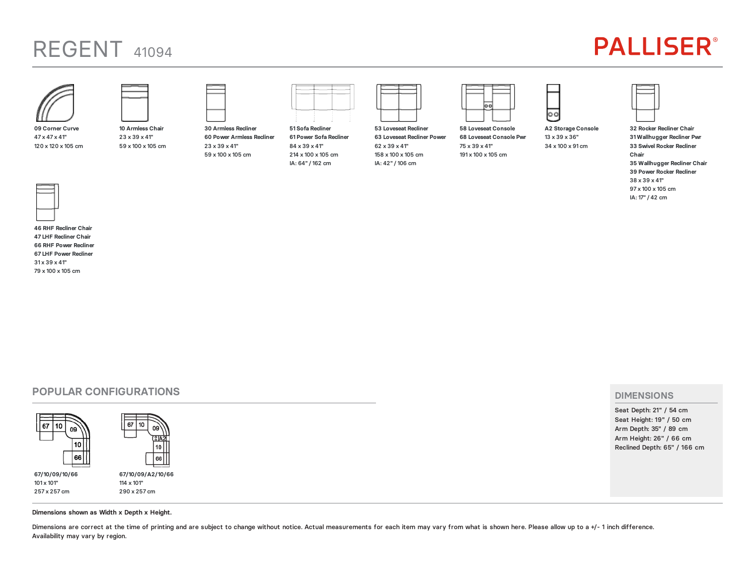# REGENT 41094

PALLISER®

**09 Corner Curve**
47 x 47 x 41"
120 x 120 x 105 cm

**10 Armless Chair**
23 x 39 x 41"
59 x 100 x 105 cm

**30 Armless Recliner**
**60 Power Armless Recliner**
23 x 39 x 41"
59 x 100 x 105 cm

**51 Sofa Recliner**
**61 Power Sofa Recliner**
84 x 39 x 41"
214 x 100 x 105 cm
IA: 64" / 162 cm

**53 Loveseat Recliner**
**63 Loveseat Recliner Power**
62 x 39 x 41"
158 x 100 x 105 cm
IA: 42" / 106 cm

**58 Loveseat Console**
**68 Loveseat Console Pwr**
75 x 39 x 41"
191 x 100 x 105 cm

**A2 Storage Console**
13 x 39 x 36"
34 x 100 x 91 cm

**32 Rocker Recliner Chair**
**31 Wallhugger Recliner Pwr**
**33 Swivel Rocker Recliner Chair**
**35 Wallhugger Recliner Chair**
**39 Power Rocker Recliner**
38 x 39 x 41"
97 x 100 x 105 cm
IA: 17" / 42 cm

**46 RHF Recliner Chair**
**47 LHF Recliner Chair**
**66 RHF Power Recliner**
**67 LHF Power Recliner**
31 x 39 x 41"
79 x 100 x 105 cm

## POPULAR CONFIGURATIONS

67 10 09 10 66

**67/10/09/10/66**
101 x 101"
257 x 257 cm

67 10 09 A2 10 66

**67/10/09/A2/10/66**
114 x 101"
290 x 257 cm

## DIMENSIONS

Seat Depth: 21" / 54 cm
Seat Height: 19" / 50 cm
Arm Depth: 35" / 89 cm
Arm Height: 26" / 66 cm
Reclined Depth: 65" / 166 cm

**Dimensions shown as Width x Depth x Height.**

Dimensions are correct at the time of printing and are subject to change without notice. Actual measurements for each item may vary from what is shown here. Please allow up to a +/- 1 inch difference.
Availability may vary by region.